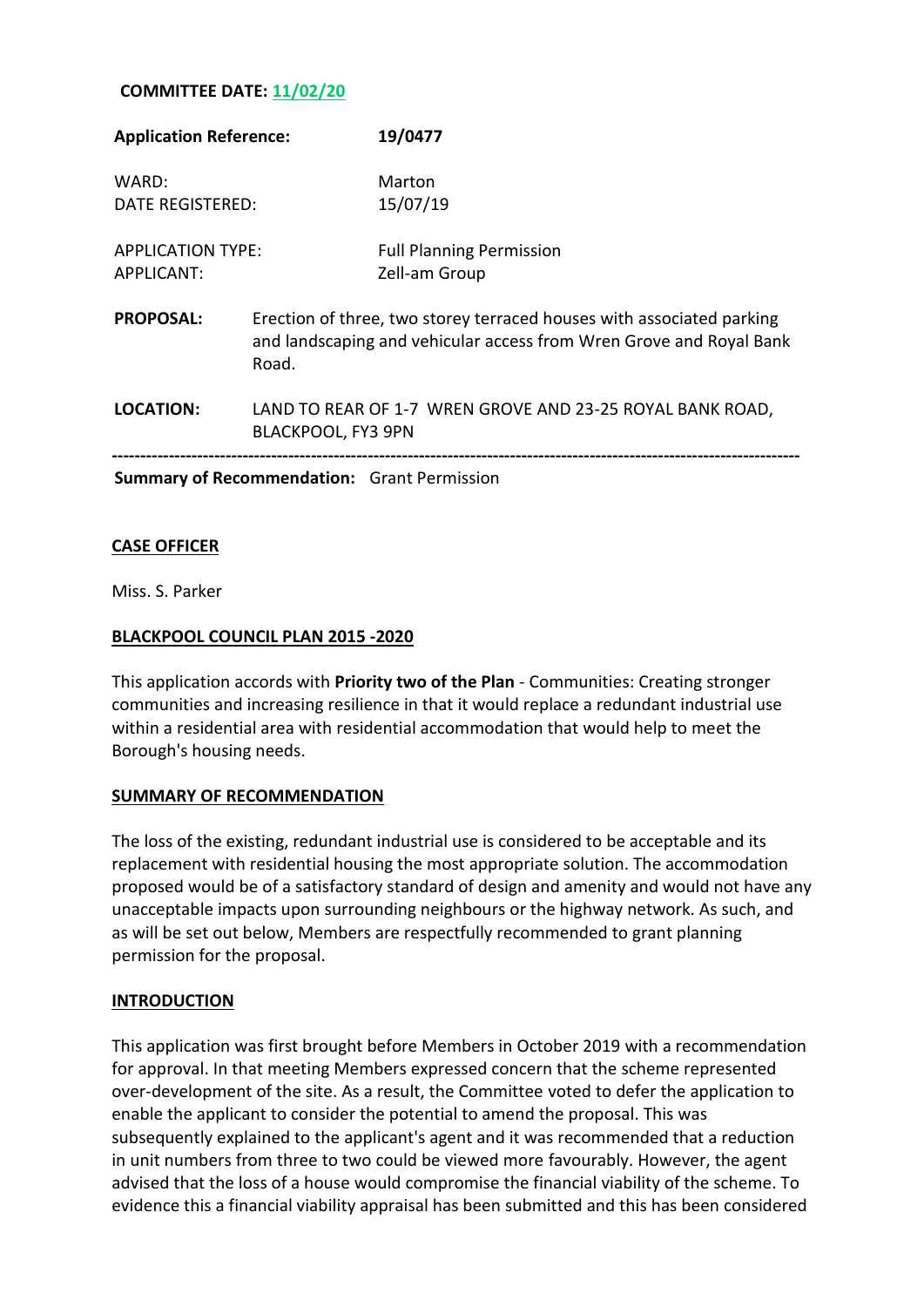**COMMITTEE DATE: 11/02/20**

| | |
|---|---|
| **Application Reference:** | **19/0477** |
| WARD: | Marton |
| DATE REGISTERED: | 15/07/19 |
| APPLICATION TYPE: | Full Planning Permission |
| APPLICANT: | Zell-am Group |

**PROPOSAL:** Erection of three, two storey terraced houses with associated parking and landscaping and vehicular access from Wren Grove and Royal Bank Road.

**LOCATION:** LAND TO REAR OF 1-7 WREN GROVE AND 23-25 ROYAL BANK ROAD, BLACKPOOL, FY3 9PN

---

**Summary of Recommendation:** Grant Permission

**CASE OFFICER**

Miss. S. Parker

**BLACKPOOL COUNCIL PLAN 2015 -2020**

This application accords with **Priority two of the Plan** - Communities: Creating stronger communities and increasing resilience in that it would replace a redundant industrial use within a residential area with residential accommodation that would help to meet the Borough's housing needs.

**SUMMARY OF RECOMMENDATION**

The loss of the existing, redundant industrial use is considered to be acceptable and its replacement with residential housing the most appropriate solution. The accommodation proposed would be of a satisfactory standard of design and amenity and would not have any unacceptable impacts upon surrounding neighbours or the highway network. As such, and as will be set out below, Members are respectfully recommended to grant planning permission for the proposal.

**INTRODUCTION**

This application was first brought before Members in October 2019 with a recommendation for approval. In that meeting Members expressed concern that the scheme represented over-development of the site. As a result, the Committee voted to defer the application to enable the applicant to consider the potential to amend the proposal. This was subsequently explained to the applicant's agent and it was recommended that a reduction in unit numbers from three to two could be viewed more favourably. However, the agent advised that the loss of a house would compromise the financial viability of the scheme. To evidence this a financial viability appraisal has been submitted and this has been considered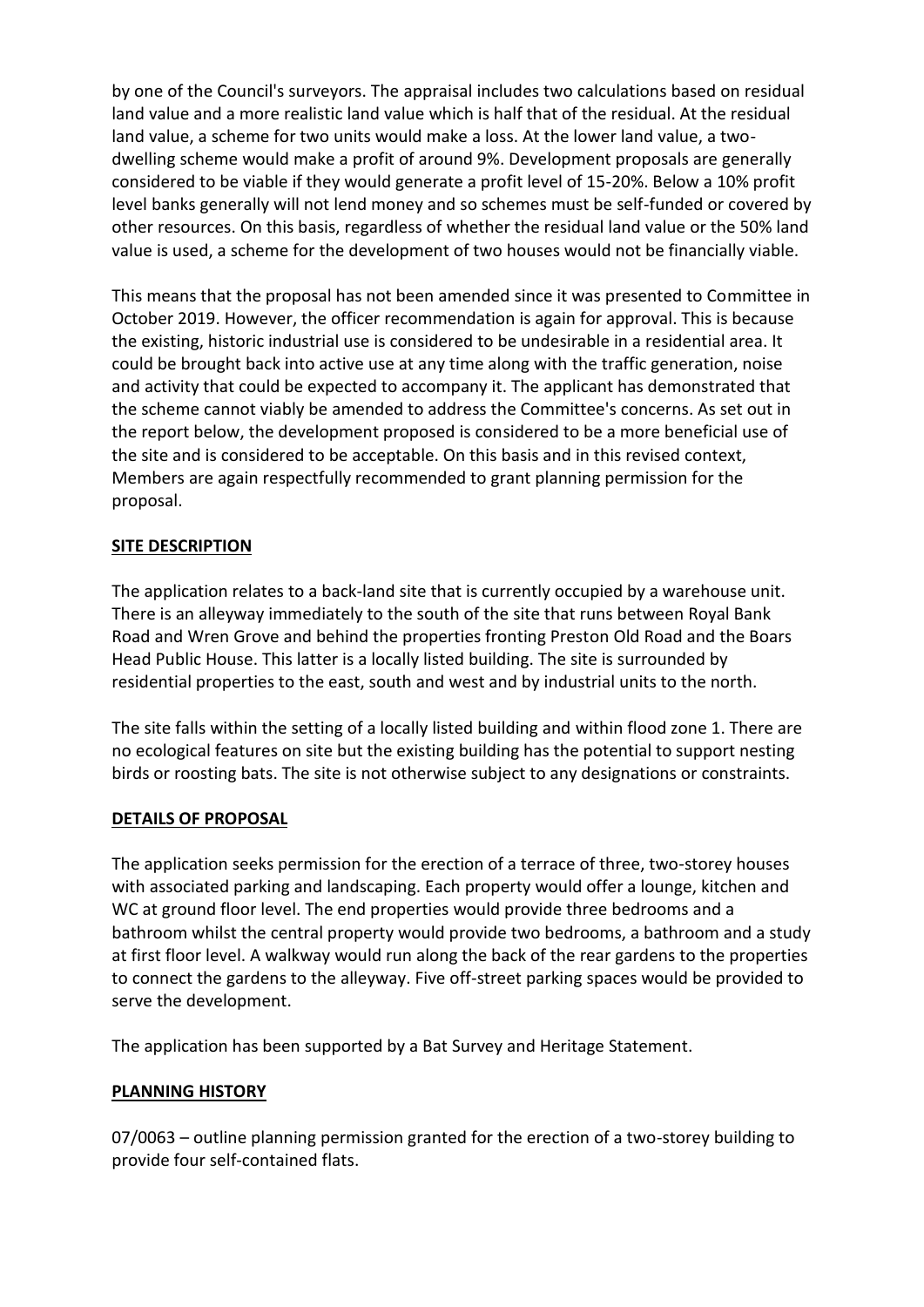by one of the Council's surveyors. The appraisal includes two calculations based on residual land value and a more realistic land value which is half that of the residual. At the residual land value, a scheme for two units would make a loss. At the lower land value, a two-dwelling scheme would make a profit of around 9%. Development proposals are generally considered to be viable if they would generate a profit level of 15-20%. Below a 10% profit level banks generally will not lend money and so schemes must be self-funded or covered by other resources. On this basis, regardless of whether the residual land value or the 50% land value is used, a scheme for the development of two houses would not be financially viable.

This means that the proposal has not been amended since it was presented to Committee in October 2019. However, the officer recommendation is again for approval. This is because the existing, historic industrial use is considered to be undesirable in a residential area. It could be brought back into active use at any time along with the traffic generation, noise and activity that could be expected to accompany it. The applicant has demonstrated that the scheme cannot viably be amended to address the Committee's concerns. As set out in the report below, the development proposed is considered to be a more beneficial use of the site and is considered to be acceptable. On this basis and in this revised context, Members are again respectfully recommended to grant planning permission for the proposal.

## SITE DESCRIPTION

The application relates to a back-land site that is currently occupied by a warehouse unit. There is an alleyway immediately to the south of the site that runs between Royal Bank Road and Wren Grove and behind the properties fronting Preston Old Road and the Boars Head Public House. This latter is a locally listed building. The site is surrounded by residential properties to the east, south and west and by industrial units to the north.

The site falls within the setting of a locally listed building and within flood zone 1. There are no ecological features on site but the existing building has the potential to support nesting birds or roosting bats. The site is not otherwise subject to any designations or constraints.

## DETAILS OF PROPOSAL

The application seeks permission for the erection of a terrace of three, two-storey houses with associated parking and landscaping. Each property would offer a lounge, kitchen and WC at ground floor level. The end properties would provide three bedrooms and a bathroom whilst the central property would provide two bedrooms, a bathroom and a study at first floor level. A walkway would run along the back of the rear gardens to the properties to connect the gardens to the alleyway. Five off-street parking spaces would be provided to serve the development.

The application has been supported by a Bat Survey and Heritage Statement.

## PLANNING HISTORY

07/0063 – outline planning permission granted for the erection of a two-storey building to provide four self-contained flats.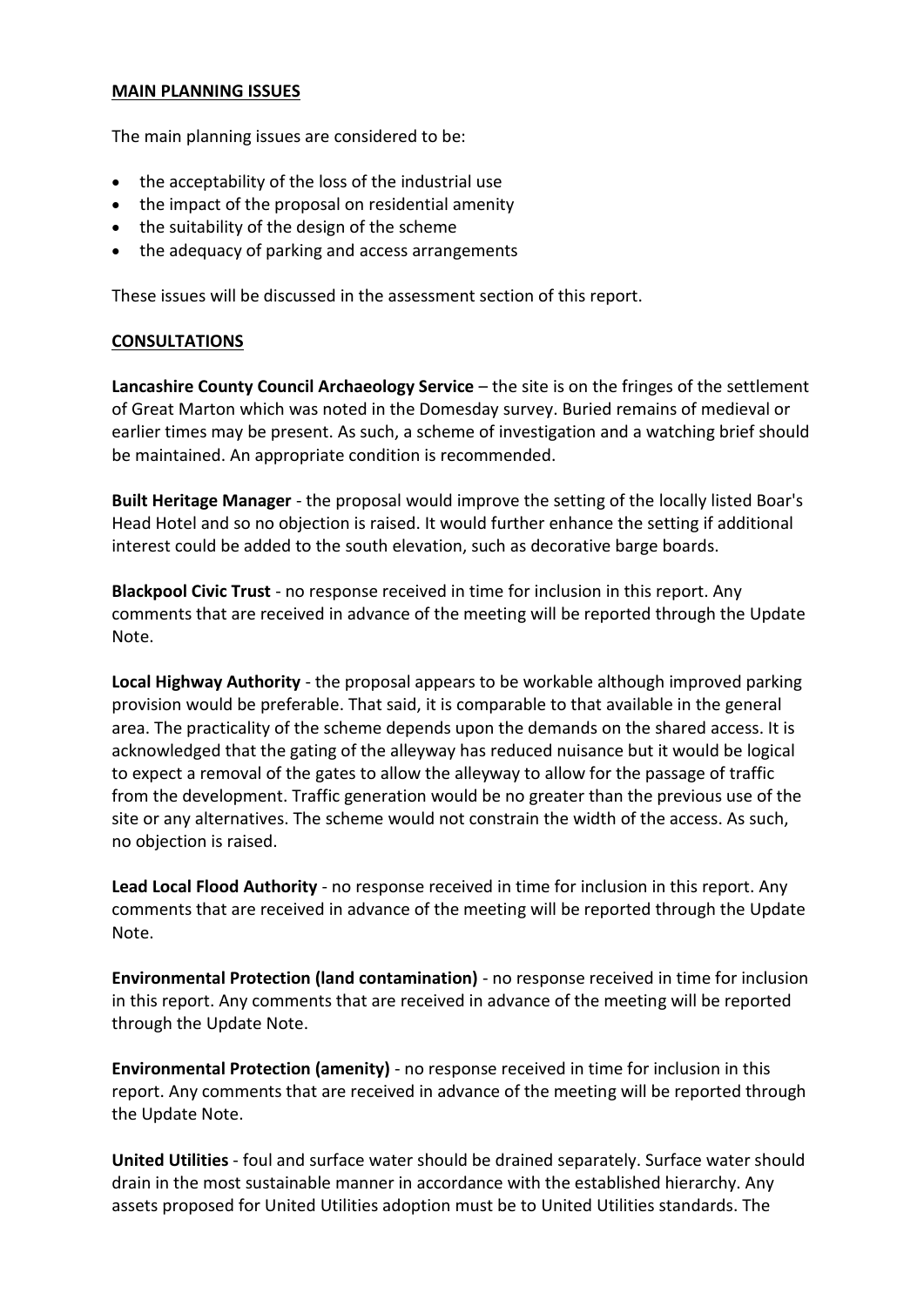## MAIN PLANNING ISSUES

The main planning issues are considered to be:

- the acceptability of the loss of the industrial use
- the impact of the proposal on residential amenity
- the suitability of the design of the scheme
- the adequacy of parking and access arrangements

These issues will be discussed in the assessment section of this report.

## CONSULTATIONS

**Lancashire County Council Archaeology Service** – the site is on the fringes of the settlement of Great Marton which was noted in the Domesday survey. Buried remains of medieval or earlier times may be present. As such, a scheme of investigation and a watching brief should be maintained. An appropriate condition is recommended.

**Built Heritage Manager** - the proposal would improve the setting of the locally listed Boar's Head Hotel and so no objection is raised. It would further enhance the setting if additional interest could be added to the south elevation, such as decorative barge boards.

**Blackpool Civic Trust** - no response received in time for inclusion in this report. Any comments that are received in advance of the meeting will be reported through the Update Note.

**Local Highway Authority** - the proposal appears to be workable although improved parking provision would be preferable. That said, it is comparable to that available in the general area. The practicality of the scheme depends upon the demands on the shared access. It is acknowledged that the gating of the alleyway has reduced nuisance but it would be logical to expect a removal of the gates to allow the alleyway to allow for the passage of traffic from the development. Traffic generation would be no greater than the previous use of the site or any alternatives. The scheme would not constrain the width of the access. As such, no objection is raised.

**Lead Local Flood Authority** - no response received in time for inclusion in this report. Any comments that are received in advance of the meeting will be reported through the Update Note.

**Environmental Protection (land contamination)** - no response received in time for inclusion in this report. Any comments that are received in advance of the meeting will be reported through the Update Note.

**Environmental Protection (amenity)** - no response received in time for inclusion in this report. Any comments that are received in advance of the meeting will be reported through the Update Note.

**United Utilities** - foul and surface water should be drained separately. Surface water should drain in the most sustainable manner in accordance with the established hierarchy. Any assets proposed for United Utilities adoption must be to United Utilities standards. The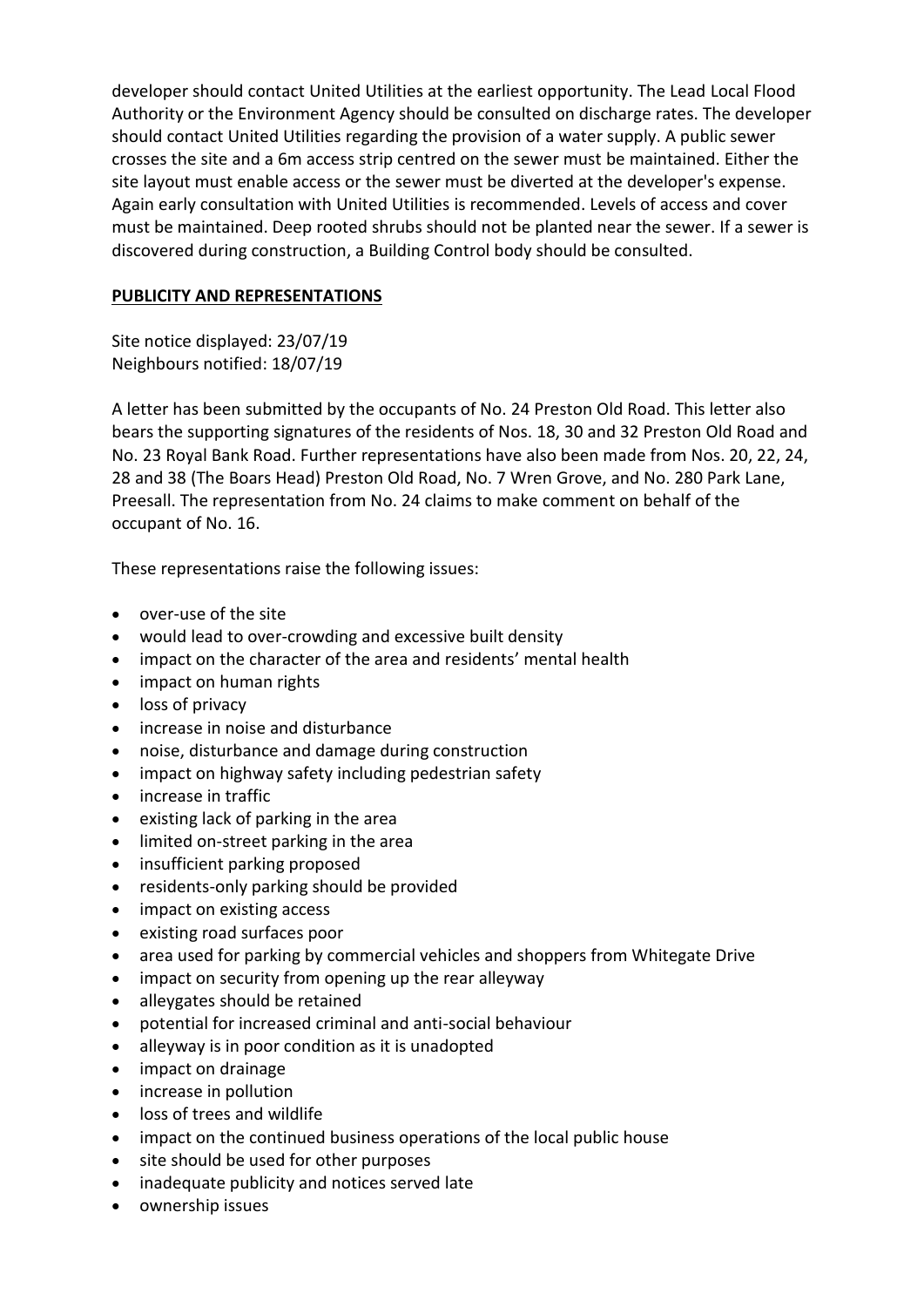developer should contact United Utilities at the earliest opportunity. The Lead Local Flood Authority or the Environment Agency should be consulted on discharge rates. The developer should contact United Utilities regarding the provision of a water supply. A public sewer crosses the site and a 6m access strip centred on the sewer must be maintained. Either the site layout must enable access or the sewer must be diverted at the developer's expense. Again early consultation with United Utilities is recommended. Levels of access and cover must be maintained. Deep rooted shrubs should not be planted near the sewer. If a sewer is discovered during construction, a Building Control body should be consulted.

## PUBLICITY AND REPRESENTATIONS

Site notice displayed: 23/07/19
Neighbours notified: 18/07/19

A letter has been submitted by the occupants of No. 24 Preston Old Road. This letter also bears the supporting signatures of the residents of Nos. 18, 30 and 32 Preston Old Road and No. 23 Royal Bank Road. Further representations have also been made from Nos. 20, 22, 24, 28 and 38 (The Boars Head) Preston Old Road, No. 7 Wren Grove, and No. 280 Park Lane, Preesall. The representation from No. 24 claims to make comment on behalf of the occupant of No. 16.

These representations raise the following issues:

- over-use of the site
- would lead to over-crowding and excessive built density
- impact on the character of the area and residents' mental health
- impact on human rights
- loss of privacy
- increase in noise and disturbance
- noise, disturbance and damage during construction
- impact on highway safety including pedestrian safety
- increase in traffic
- existing lack of parking in the area
- limited on-street parking in the area
- insufficient parking proposed
- residents-only parking should be provided
- impact on existing access
- existing road surfaces poor
- area used for parking by commercial vehicles and shoppers from Whitegate Drive
- impact on security from opening up the rear alleyway
- alleygates should be retained
- potential for increased criminal and anti-social behaviour
- alleyway is in poor condition as it is unadopted
- impact on drainage
- increase in pollution
- loss of trees and wildlife
- impact on the continued business operations of the local public house
- site should be used for other purposes
- inadequate publicity and notices served late
- ownership issues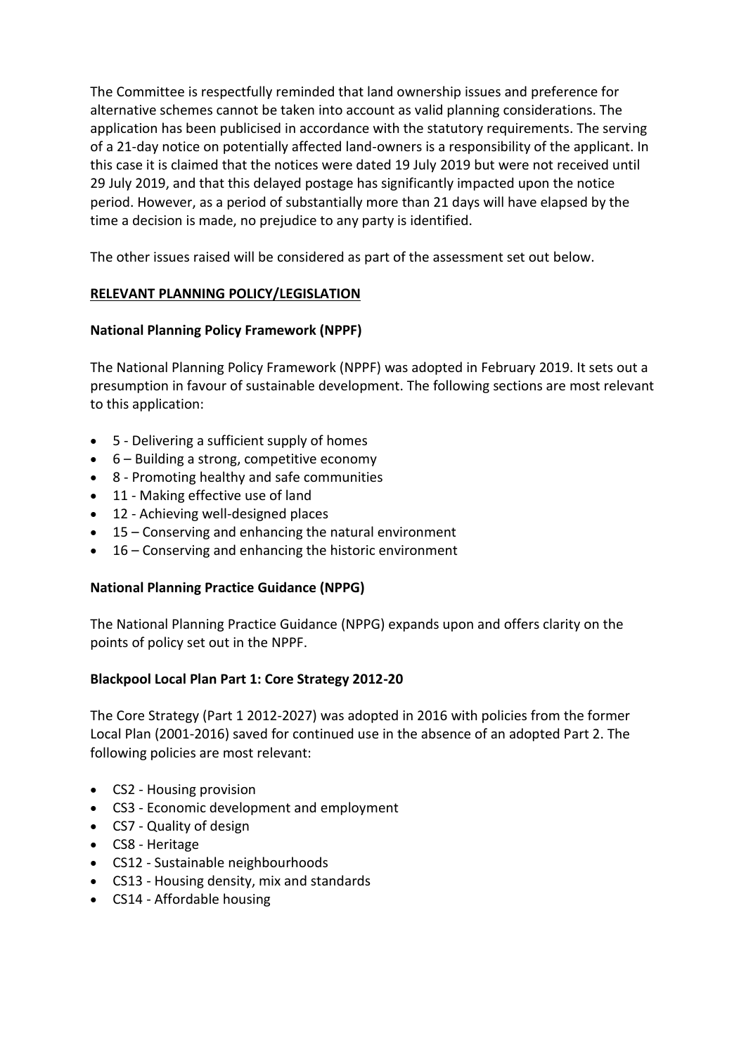The Committee is respectfully reminded that land ownership issues and preference for alternative schemes cannot be taken into account as valid planning considerations. The application has been publicised in accordance with the statutory requirements. The serving of a 21-day notice on potentially affected land-owners is a responsibility of the applicant. In this case it is claimed that the notices were dated 19 July 2019 but were not received until 29 July 2019, and that this delayed postage has significantly impacted upon the notice period. However, as a period of substantially more than 21 days will have elapsed by the time a decision is made, no prejudice to any party is identified.

The other issues raised will be considered as part of the assessment set out below.

## RELEVANT PLANNING POLICY/LEGISLATION

### National Planning Policy Framework (NPPF)

The National Planning Policy Framework (NPPF) was adopted in February 2019. It sets out a presumption in favour of sustainable development. The following sections are most relevant to this application:

- 5 - Delivering a sufficient supply of homes
- 6 – Building a strong, competitive economy
- 8 - Promoting healthy and safe communities
- 11 - Making effective use of land
- 12 - Achieving well-designed places
- 15 – Conserving and enhancing the natural environment
- 16 – Conserving and enhancing the historic environment

### National Planning Practice Guidance (NPPG)

The National Planning Practice Guidance (NPPG) expands upon and offers clarity on the points of policy set out in the NPPF.

### Blackpool Local Plan Part 1: Core Strategy 2012-20

The Core Strategy (Part 1 2012-2027) was adopted in 2016 with policies from the former Local Plan (2001-2016) saved for continued use in the absence of an adopted Part 2. The following policies are most relevant:

- CS2 - Housing provision
- CS3 - Economic development and employment
- CS7 - Quality of design
- CS8 - Heritage
- CS12 - Sustainable neighbourhoods
- CS13 - Housing density, mix and standards
- CS14 - Affordable housing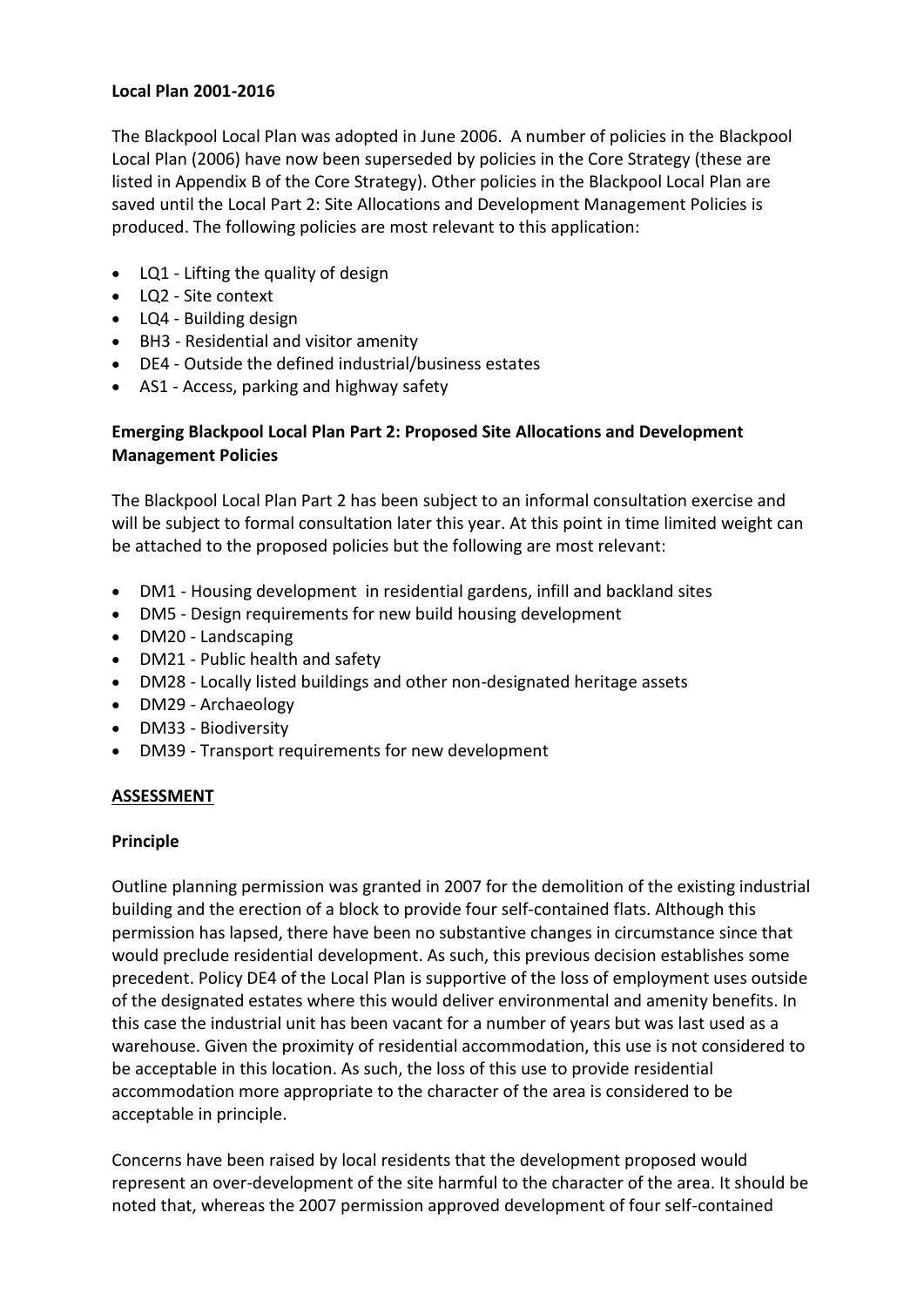**Local Plan 2001-2016**

The Blackpool Local Plan was adopted in June 2006. A number of policies in the Blackpool Local Plan (2006) have now been superseded by policies in the Core Strategy (these are listed in Appendix B of the Core Strategy). Other policies in the Blackpool Local Plan are saved until the Local Part 2: Site Allocations and Development Management Policies is produced. The following policies are most relevant to this application:

- LQ1 - Lifting the quality of design
- LQ2 - Site context
- LQ4 - Building design
- BH3 - Residential and visitor amenity
- DE4 - Outside the defined industrial/business estates
- AS1 - Access, parking and highway safety

**Emerging Blackpool Local Plan Part 2: Proposed Site Allocations and Development Management Policies**

The Blackpool Local Plan Part 2 has been subject to an informal consultation exercise and will be subject to formal consultation later this year. At this point in time limited weight can be attached to the proposed policies but the following are most relevant:

- DM1 - Housing development in residential gardens, infill and backland sites
- DM5 - Design requirements for new build housing development
- DM20 - Landscaping
- DM21 - Public health and safety
- DM28 - Locally listed buildings and other non-designated heritage assets
- DM29 - Archaeology
- DM33 - Biodiversity
- DM39 - Transport requirements for new development

**ASSESSMENT**

**Principle**

Outline planning permission was granted in 2007 for the demolition of the existing industrial building and the erection of a block to provide four self-contained flats. Although this permission has lapsed, there have been no substantive changes in circumstance since that would preclude residential development. As such, this previous decision establishes some precedent. Policy DE4 of the Local Plan is supportive of the loss of employment uses outside of the designated estates where this would deliver environmental and amenity benefits. In this case the industrial unit has been vacant for a number of years but was last used as a warehouse. Given the proximity of residential accommodation, this use is not considered to be acceptable in this location. As such, the loss of this use to provide residential accommodation more appropriate to the character of the area is considered to be acceptable in principle.

Concerns have been raised by local residents that the development proposed would represent an over-development of the site harmful to the character of the area. It should be noted that, whereas the 2007 permission approved development of four self-contained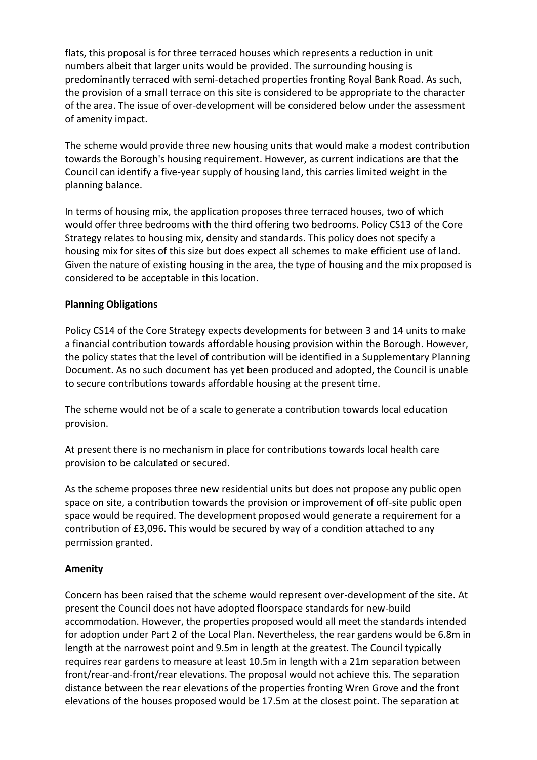flats, this proposal is for three terraced houses which represents a reduction in unit numbers albeit that larger units would be provided. The surrounding housing is predominantly terraced with semi-detached properties fronting Royal Bank Road. As such, the provision of a small terrace on this site is considered to be appropriate to the character of the area. The issue of over-development will be considered below under the assessment of amenity impact.

The scheme would provide three new housing units that would make a modest contribution towards the Borough's housing requirement. However, as current indications are that the Council can identify a five-year supply of housing land, this carries limited weight in the planning balance.

In terms of housing mix, the application proposes three terraced houses, two of which would offer three bedrooms with the third offering two bedrooms. Policy CS13 of the Core Strategy relates to housing mix, density and standards. This policy does not specify a housing mix for sites of this size but does expect all schemes to make efficient use of land. Given the nature of existing housing in the area, the type of housing and the mix proposed is considered to be acceptable in this location.

**Planning Obligations**

Policy CS14 of the Core Strategy expects developments for between 3 and 14 units to make a financial contribution towards affordable housing provision within the Borough. However, the policy states that the level of contribution will be identified in a Supplementary Planning Document. As no such document has yet been produced and adopted, the Council is unable to secure contributions towards affordable housing at the present time.

The scheme would not be of a scale to generate a contribution towards local education provision.

At present there is no mechanism in place for contributions towards local health care provision to be calculated or secured.

As the scheme proposes three new residential units but does not propose any public open space on site, a contribution towards the provision or improvement of off-site public open space would be required. The development proposed would generate a requirement for a contribution of £3,096. This would be secured by way of a condition attached to any permission granted.

**Amenity**

Concern has been raised that the scheme would represent over-development of the site. At present the Council does not have adopted floorspace standards for new-build accommodation. However, the properties proposed would all meet the standards intended for adoption under Part 2 of the Local Plan. Nevertheless, the rear gardens would be 6.8m in length at the narrowest point and 9.5m in length at the greatest. The Council typically requires rear gardens to measure at least 10.5m in length with a 21m separation between front/rear-and-front/rear elevations. The proposal would not achieve this. The separation distance between the rear elevations of the properties fronting Wren Grove and the front elevations of the houses proposed would be 17.5m at the closest point. The separation at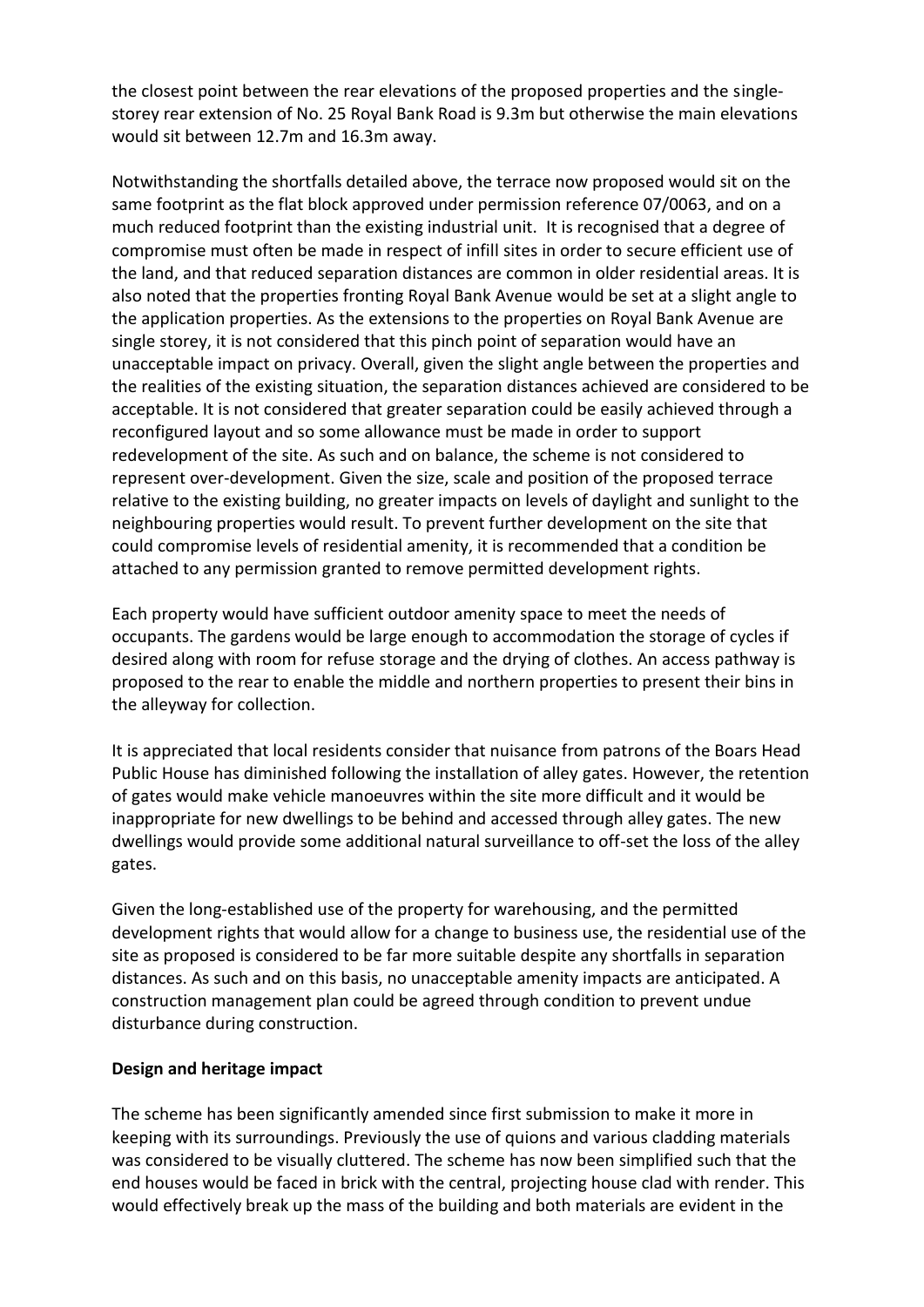the closest point between the rear elevations of the proposed properties and the single-storey rear extension of No. 25 Royal Bank Road is 9.3m but otherwise the main elevations would sit between 12.7m and 16.3m away.

Notwithstanding the shortfalls detailed above, the terrace now proposed would sit on the same footprint as the flat block approved under permission reference 07/0063, and on a much reduced footprint than the existing industrial unit. It is recognised that a degree of compromise must often be made in respect of infill sites in order to secure efficient use of the land, and that reduced separation distances are common in older residential areas. It is also noted that the properties fronting Royal Bank Avenue would be set at a slight angle to the application properties. As the extensions to the properties on Royal Bank Avenue are single storey, it is not considered that this pinch point of separation would have an unacceptable impact on privacy. Overall, given the slight angle between the properties and the realities of the existing situation, the separation distances achieved are considered to be acceptable. It is not considered that greater separation could be easily achieved through a reconfigured layout and so some allowance must be made in order to support redevelopment of the site. As such and on balance, the scheme is not considered to represent over-development. Given the size, scale and position of the proposed terrace relative to the existing building, no greater impacts on levels of daylight and sunlight to the neighbouring properties would result. To prevent further development on the site that could compromise levels of residential amenity, it is recommended that a condition be attached to any permission granted to remove permitted development rights.

Each property would have sufficient outdoor amenity space to meet the needs of occupants. The gardens would be large enough to accommodation the storage of cycles if desired along with room for refuse storage and the drying of clothes. An access pathway is proposed to the rear to enable the middle and northern properties to present their bins in the alleyway for collection.

It is appreciated that local residents consider that nuisance from patrons of the Boars Head Public House has diminished following the installation of alley gates. However, the retention of gates would make vehicle manoeuvres within the site more difficult and it would be inappropriate for new dwellings to be behind and accessed through alley gates. The new dwellings would provide some additional natural surveillance to off-set the loss of the alley gates.

Given the long-established use of the property for warehousing, and the permitted development rights that would allow for a change to business use, the residential use of the site as proposed is considered to be far more suitable despite any shortfalls in separation distances. As such and on this basis, no unacceptable amenity impacts are anticipated. A construction management plan could be agreed through condition to prevent undue disturbance during construction.

**Design and heritage impact**

The scheme has been significantly amended since first submission to make it more in keeping with its surroundings. Previously the use of quions and various cladding materials was considered to be visually cluttered. The scheme has now been simplified such that the end houses would be faced in brick with the central, projecting house clad with render. This would effectively break up the mass of the building and both materials are evident in the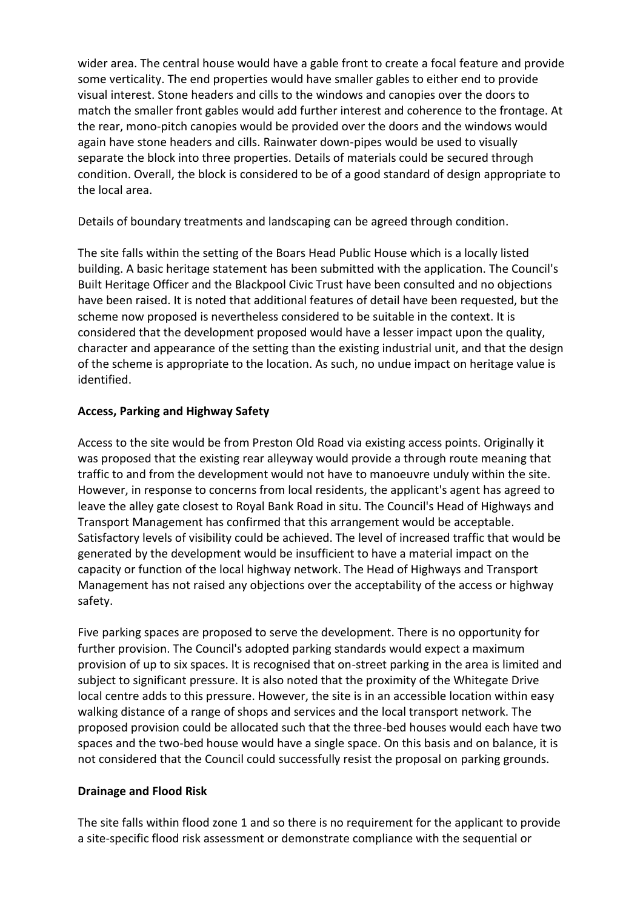wider area. The central house would have a gable front to create a focal feature and provide some verticality. The end properties would have smaller gables to either end to provide visual interest. Stone headers and cills to the windows and canopies over the doors to match the smaller front gables would add further interest and coherence to the frontage. At the rear, mono-pitch canopies would be provided over the doors and the windows would again have stone headers and cills. Rainwater down-pipes would be used to visually separate the block into three properties. Details of materials could be secured through condition. Overall, the block is considered to be of a good standard of design appropriate to the local area.

Details of boundary treatments and landscaping can be agreed through condition.

The site falls within the setting of the Boars Head Public House which is a locally listed building. A basic heritage statement has been submitted with the application. The Council's Built Heritage Officer and the Blackpool Civic Trust have been consulted and no objections have been raised. It is noted that additional features of detail have been requested, but the scheme now proposed is nevertheless considered to be suitable in the context. It is considered that the development proposed would have a lesser impact upon the quality, character and appearance of the setting than the existing industrial unit, and that the design of the scheme is appropriate to the location. As such, no undue impact on heritage value is identified.

**Access, Parking and Highway Safety**

Access to the site would be from Preston Old Road via existing access points. Originally it was proposed that the existing rear alleyway would provide a through route meaning that traffic to and from the development would not have to manoeuvre unduly within the site. However, in response to concerns from local residents, the applicant's agent has agreed to leave the alley gate closest to Royal Bank Road in situ. The Council's Head of Highways and Transport Management has confirmed that this arrangement would be acceptable. Satisfactory levels of visibility could be achieved. The level of increased traffic that would be generated by the development would be insufficient to have a material impact on the capacity or function of the local highway network. The Head of Highways and Transport Management has not raised any objections over the acceptability of the access or highway safety.

Five parking spaces are proposed to serve the development. There is no opportunity for further provision. The Council's adopted parking standards would expect a maximum provision of up to six spaces. It is recognised that on-street parking in the area is limited and subject to significant pressure. It is also noted that the proximity of the Whitegate Drive local centre adds to this pressure. However, the site is in an accessible location within easy walking distance of a range of shops and services and the local transport network. The proposed provision could be allocated such that the three-bed houses would each have two spaces and the two-bed house would have a single space. On this basis and on balance, it is not considered that the Council could successfully resist the proposal on parking grounds.

**Drainage and Flood Risk**

The site falls within flood zone 1 and so there is no requirement for the applicant to provide a site-specific flood risk assessment or demonstrate compliance with the sequential or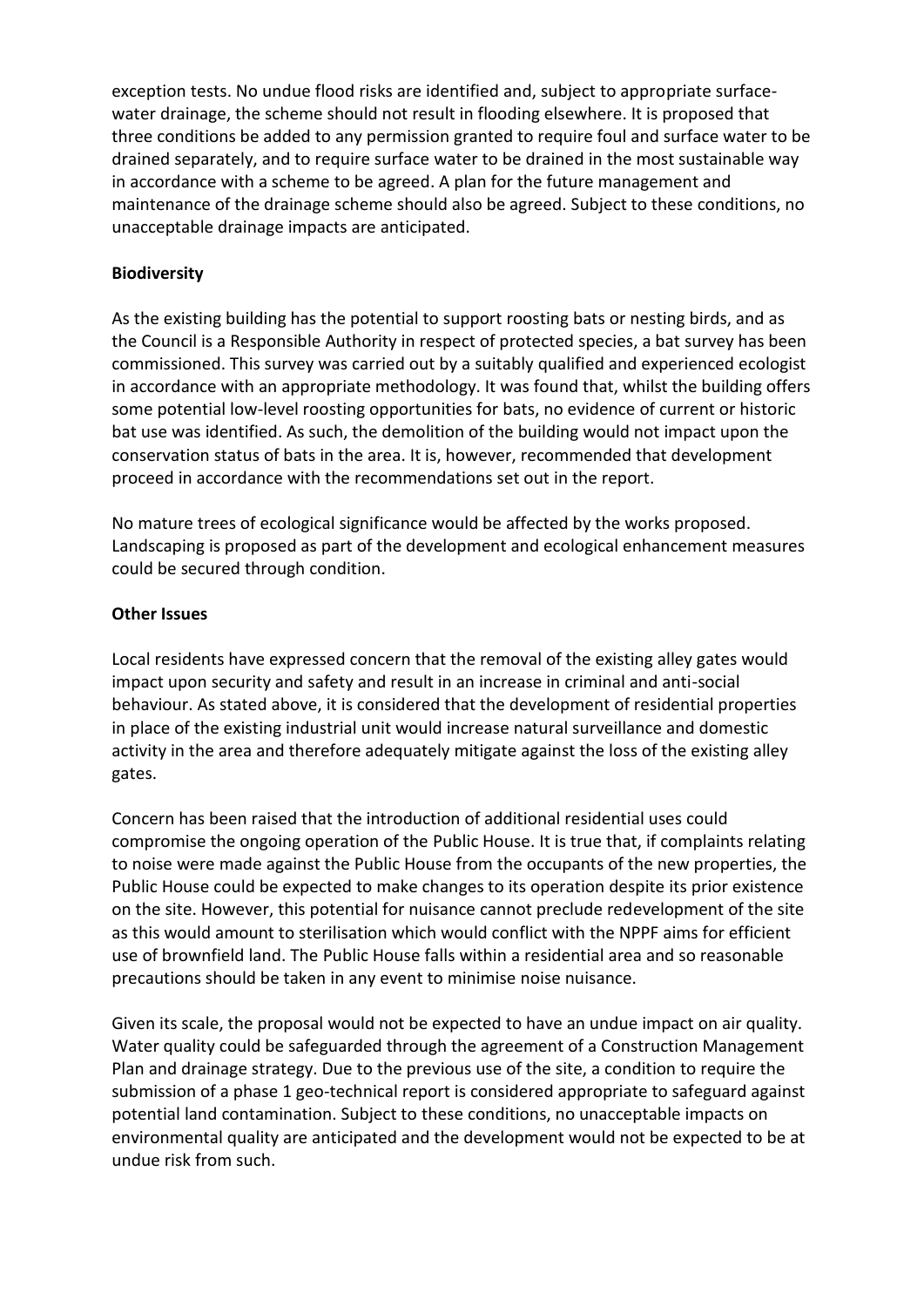exception tests. No undue flood risks are identified and, subject to appropriate surface-water drainage, the scheme should not result in flooding elsewhere. It is proposed that three conditions be added to any permission granted to require foul and surface water to be drained separately, and to require surface water to be drained in the most sustainable way in accordance with a scheme to be agreed. A plan for the future management and maintenance of the drainage scheme should also be agreed. Subject to these conditions, no unacceptable drainage impacts are anticipated.

**Biodiversity**

As the existing building has the potential to support roosting bats or nesting birds, and as the Council is a Responsible Authority in respect of protected species, a bat survey has been commissioned. This survey was carried out by a suitably qualified and experienced ecologist in accordance with an appropriate methodology. It was found that, whilst the building offers some potential low-level roosting opportunities for bats, no evidence of current or historic bat use was identified. As such, the demolition of the building would not impact upon the conservation status of bats in the area. It is, however, recommended that development proceed in accordance with the recommendations set out in the report.

No mature trees of ecological significance would be affected by the works proposed. Landscaping is proposed as part of the development and ecological enhancement measures could be secured through condition.

**Other Issues**

Local residents have expressed concern that the removal of the existing alley gates would impact upon security and safety and result in an increase in criminal and anti-social behaviour. As stated above, it is considered that the development of residential properties in place of the existing industrial unit would increase natural surveillance and domestic activity in the area and therefore adequately mitigate against the loss of the existing alley gates.

Concern has been raised that the introduction of additional residential uses could compromise the ongoing operation of the Public House. It is true that, if complaints relating to noise were made against the Public House from the occupants of the new properties, the Public House could be expected to make changes to its operation despite its prior existence on the site. However, this potential for nuisance cannot preclude redevelopment of the site as this would amount to sterilisation which would conflict with the NPPF aims for efficient use of brownfield land. The Public House falls within a residential area and so reasonable precautions should be taken in any event to minimise noise nuisance.

Given its scale, the proposal would not be expected to have an undue impact on air quality. Water quality could be safeguarded through the agreement of a Construction Management Plan and drainage strategy. Due to the previous use of the site, a condition to require the submission of a phase 1 geo-technical report is considered appropriate to safeguard against potential land contamination. Subject to these conditions, no unacceptable impacts on environmental quality are anticipated and the development would not be expected to be at undue risk from such.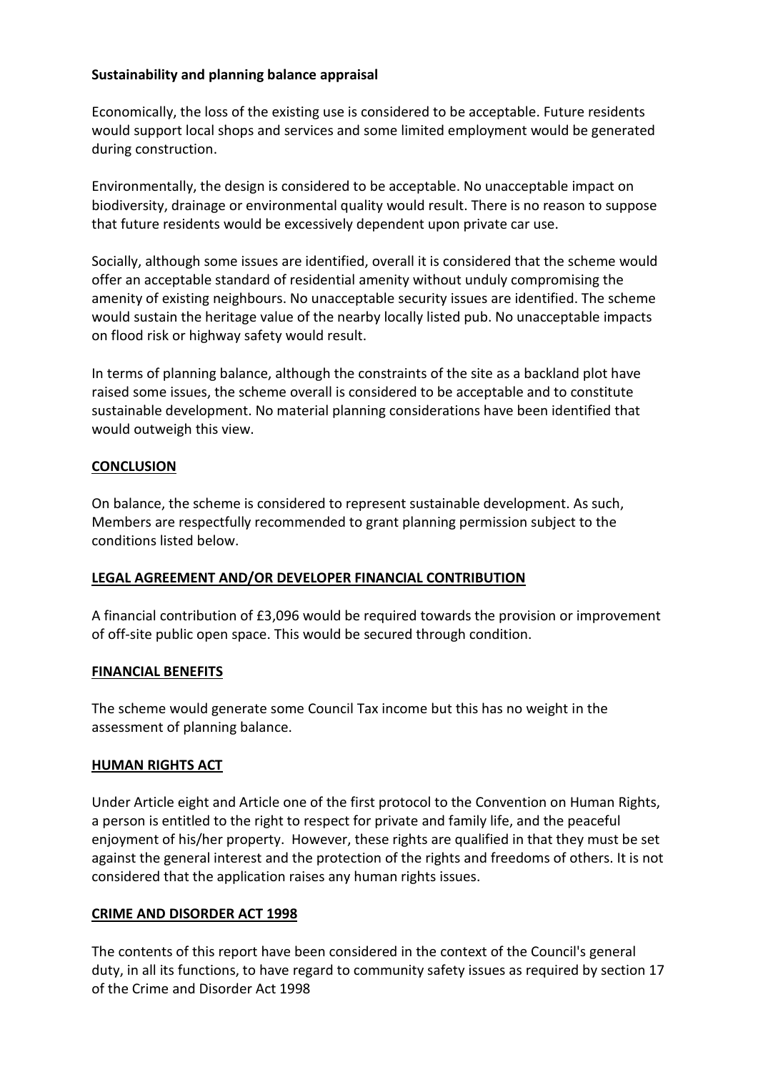**Sustainability and planning balance appraisal**

Economically, the loss of the existing use is considered to be acceptable. Future residents would support local shops and services and some limited employment would be generated during construction.

Environmentally, the design is considered to be acceptable. No unacceptable impact on biodiversity, drainage or environmental quality would result. There is no reason to suppose that future residents would be excessively dependent upon private car use.

Socially, although some issues are identified, overall it is considered that the scheme would offer an acceptable standard of residential amenity without unduly compromising the amenity of existing neighbours. No unacceptable security issues are identified. The scheme would sustain the heritage value of the nearby locally listed pub. No unacceptable impacts on flood risk or highway safety would result.

In terms of planning balance, although the constraints of the site as a backland plot have raised some issues, the scheme overall is considered to be acceptable and to constitute sustainable development. No material planning considerations have been identified that would outweigh this view.

## CONCLUSION

On balance, the scheme is considered to represent sustainable development. As such, Members are respectfully recommended to grant planning permission subject to the conditions listed below.

## LEGAL AGREEMENT AND/OR DEVELOPER FINANCIAL CONTRIBUTION

A financial contribution of £3,096 would be required towards the provision or improvement of off-site public open space. This would be secured through condition.

## FINANCIAL BENEFITS

The scheme would generate some Council Tax income but this has no weight in the assessment of planning balance.

## HUMAN RIGHTS ACT

Under Article eight and Article one of the first protocol to the Convention on Human Rights, a person is entitled to the right to respect for private and family life, and the peaceful enjoyment of his/her property. However, these rights are qualified in that they must be set against the general interest and the protection of the rights and freedoms of others. It is not considered that the application raises any human rights issues.

## CRIME AND DISORDER ACT 1998

The contents of this report have been considered in the context of the Council's general duty, in all its functions, to have regard to community safety issues as required by section 17 of the Crime and Disorder Act 1998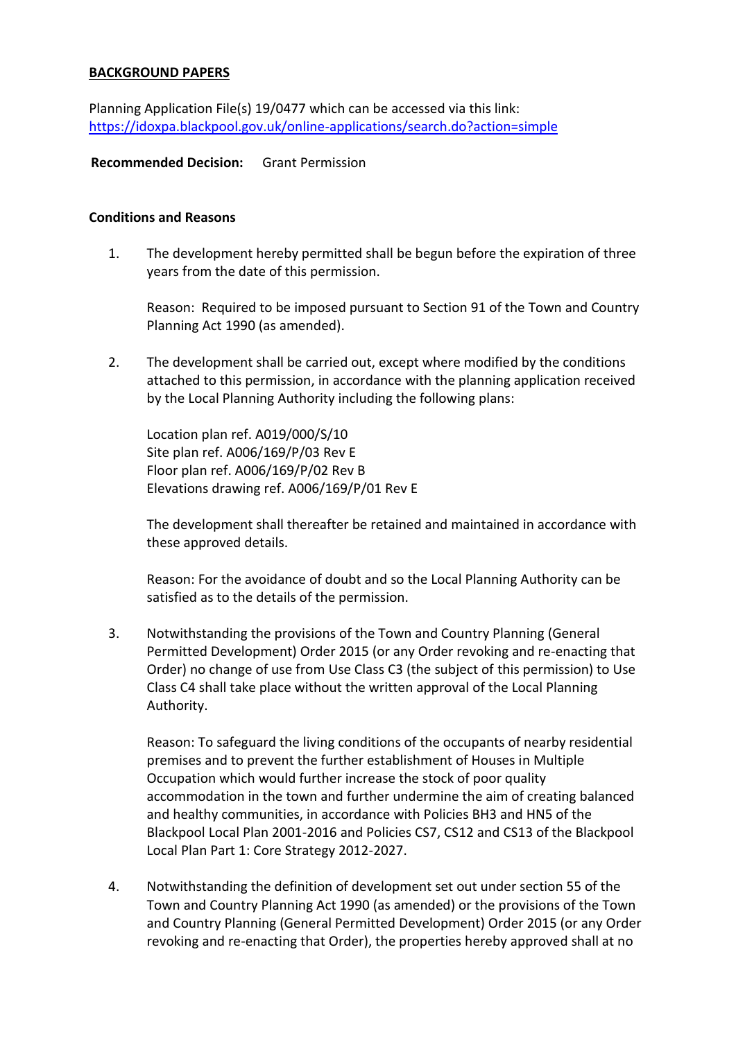**BACKGROUND PAPERS**

Planning Application File(s) 19/0477 which can be accessed via this link:
https://idoxpa.blackpool.gov.uk/online-applications/search.do?action=simple

**Recommended Decision:** Grant Permission

**Conditions and Reasons**

1. The development hereby permitted shall be begun before the expiration of three years from the date of this permission.

   Reason: Required to be imposed pursuant to Section 91 of the Town and Country Planning Act 1990 (as amended).

2. The development shall be carried out, except where modified by the conditions attached to this permission, in accordance with the planning application received by the Local Planning Authority including the following plans:

   Location plan ref. A019/000/S/10
   Site plan ref. A006/169/P/03 Rev E
   Floor plan ref. A006/169/P/02 Rev B
   Elevations drawing ref. A006/169/P/01 Rev E

   The development shall thereafter be retained and maintained in accordance with these approved details.

   Reason: For the avoidance of doubt and so the Local Planning Authority can be satisfied as to the details of the permission.

3. Notwithstanding the provisions of the Town and Country Planning (General Permitted Development) Order 2015 (or any Order revoking and re-enacting that Order) no change of use from Use Class C3 (the subject of this permission) to Use Class C4 shall take place without the written approval of the Local Planning Authority.

   Reason: To safeguard the living conditions of the occupants of nearby residential premises and to prevent the further establishment of Houses in Multiple Occupation which would further increase the stock of poor quality accommodation in the town and further undermine the aim of creating balanced and healthy communities, in accordance with Policies BH3 and HN5 of the Blackpool Local Plan 2001-2016 and Policies CS7, CS12 and CS13 of the Blackpool Local Plan Part 1: Core Strategy 2012-2027.

4. Notwithstanding the definition of development set out under section 55 of the Town and Country Planning Act 1990 (as amended) or the provisions of the Town and Country Planning (General Permitted Development) Order 2015 (or any Order revoking and re-enacting that Order), the properties hereby approved shall at no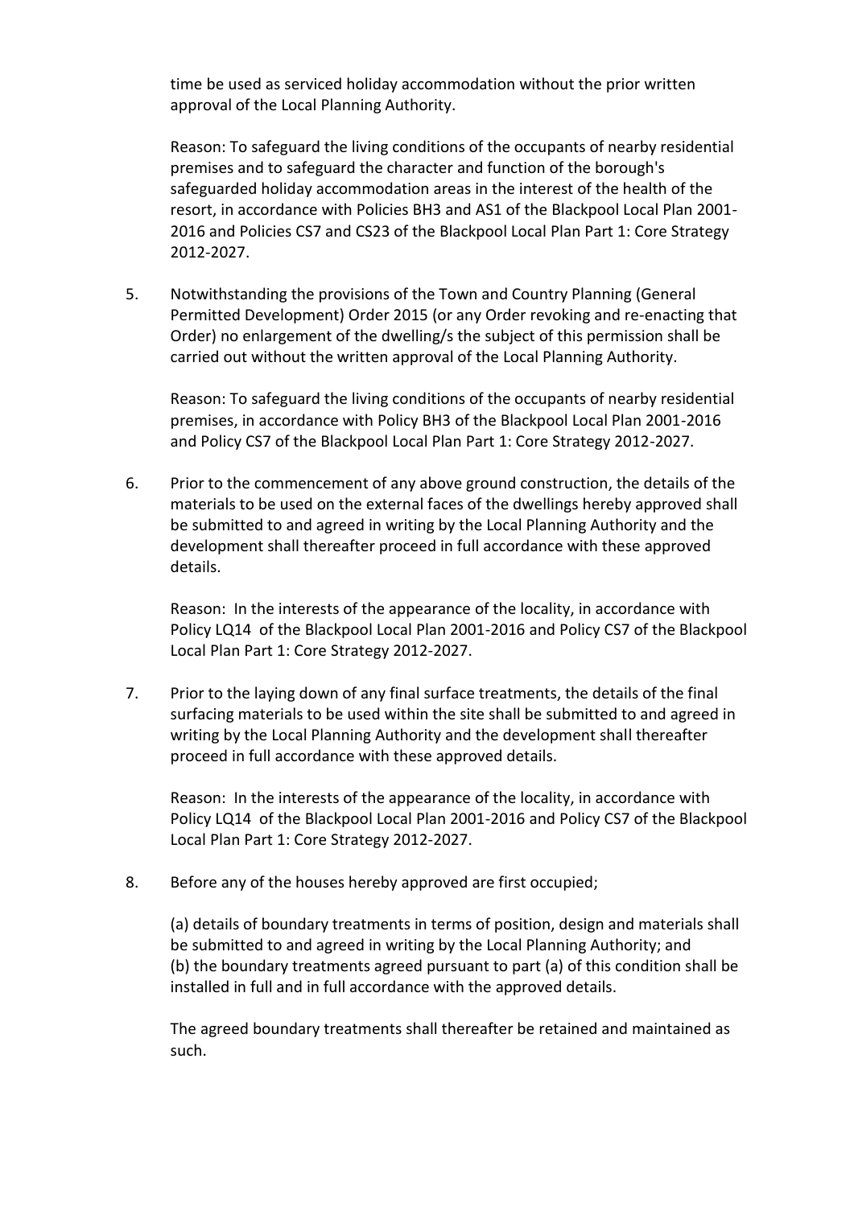time be used as serviced holiday accommodation without the prior written approval of the Local Planning Authority.

Reason: To safeguard the living conditions of the occupants of nearby residential premises and to safeguard the character and function of the borough's safeguarded holiday accommodation areas in the interest of the health of the resort, in accordance with Policies BH3 and AS1 of the Blackpool Local Plan 2001-2016 and Policies CS7 and CS23 of the Blackpool Local Plan Part 1: Core Strategy 2012-2027.

5. Notwithstanding the provisions of the Town and Country Planning (General Permitted Development) Order 2015 (or any Order revoking and re-enacting that Order) no enlargement of the dwelling/s the subject of this permission shall be carried out without the written approval of the Local Planning Authority.

   Reason: To safeguard the living conditions of the occupants of nearby residential premises, in accordance with Policy BH3 of the Blackpool Local Plan 2001-2016 and Policy CS7 of the Blackpool Local Plan Part 1: Core Strategy 2012-2027.

6. Prior to the commencement of any above ground construction, the details of the materials to be used on the external faces of the dwellings hereby approved shall be submitted to and agreed in writing by the Local Planning Authority and the development shall thereafter proceed in full accordance with these approved details.

   Reason: In the interests of the appearance of the locality, in accordance with Policy LQ14 of the Blackpool Local Plan 2001-2016 and Policy CS7 of the Blackpool Local Plan Part 1: Core Strategy 2012-2027.

7. Prior to the laying down of any final surface treatments, the details of the final surfacing materials to be used within the site shall be submitted to and agreed in writing by the Local Planning Authority and the development shall thereafter proceed in full accordance with these approved details.

   Reason: In the interests of the appearance of the locality, in accordance with Policy LQ14 of the Blackpool Local Plan 2001-2016 and Policy CS7 of the Blackpool Local Plan Part 1: Core Strategy 2012-2027.

8. Before any of the houses hereby approved are first occupied;

   (a) details of boundary treatments in terms of position, design and materials shall be submitted to and agreed in writing by the Local Planning Authority; and
   (b) the boundary treatments agreed pursuant to part (a) of this condition shall be installed in full and in full accordance with the approved details.

   The agreed boundary treatments shall thereafter be retained and maintained as such.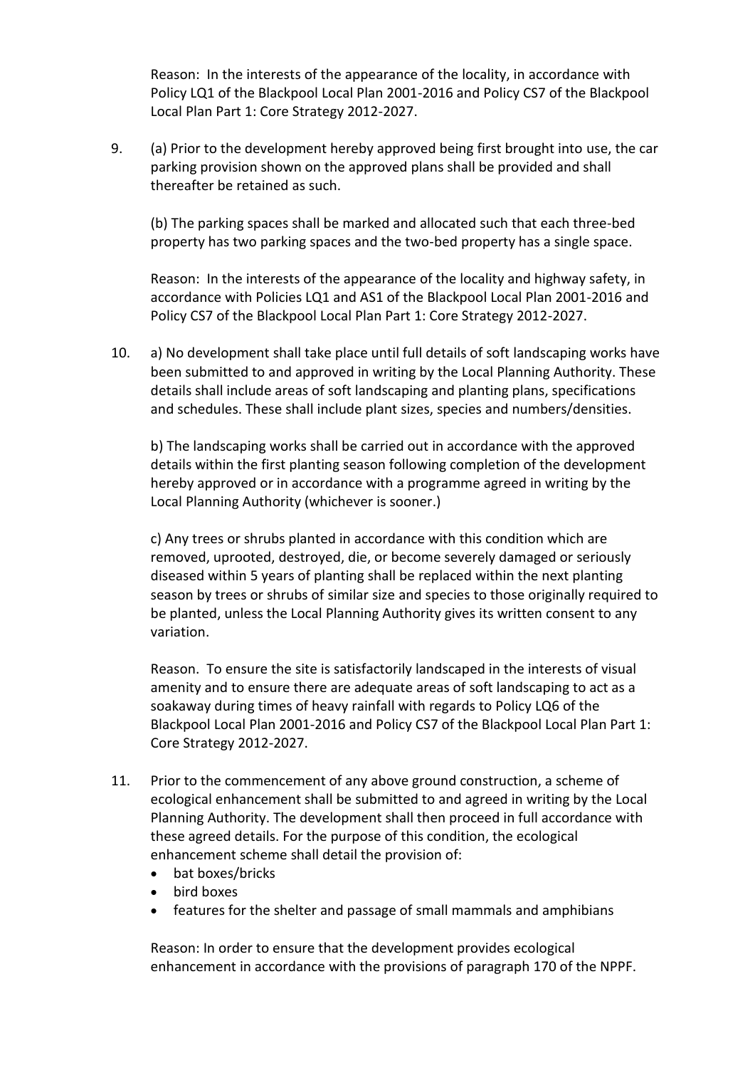Reason: In the interests of the appearance of the locality, in accordance with Policy LQ1 of the Blackpool Local Plan 2001-2016 and Policy CS7 of the Blackpool Local Plan Part 1: Core Strategy 2012-2027.

9. (a) Prior to the development hereby approved being first brought into use, the car parking provision shown on the approved plans shall be provided and shall thereafter be retained as such.

   (b) The parking spaces shall be marked and allocated such that each three-bed property has two parking spaces and the two-bed property has a single space.

   Reason: In the interests of the appearance of the locality and highway safety, in accordance with Policies LQ1 and AS1 of the Blackpool Local Plan 2001-2016 and Policy CS7 of the Blackpool Local Plan Part 1: Core Strategy 2012-2027.

10. a) No development shall take place until full details of soft landscaping works have been submitted to and approved in writing by the Local Planning Authority. These details shall include areas of soft landscaping and planting plans, specifications and schedules. These shall include plant sizes, species and numbers/densities.

    b) The landscaping works shall be carried out in accordance with the approved details within the first planting season following completion of the development hereby approved or in accordance with a programme agreed in writing by the Local Planning Authority (whichever is sooner.)

    c) Any trees or shrubs planted in accordance with this condition which are removed, uprooted, destroyed, die, or become severely damaged or seriously diseased within 5 years of planting shall be replaced within the next planting season by trees or shrubs of similar size and species to those originally required to be planted, unless the Local Planning Authority gives its written consent to any variation.

    Reason. To ensure the site is satisfactorily landscaped in the interests of visual amenity and to ensure there are adequate areas of soft landscaping to act as a soakaway during times of heavy rainfall with regards to Policy LQ6 of the Blackpool Local Plan 2001-2016 and Policy CS7 of the Blackpool Local Plan Part 1: Core Strategy 2012-2027.

11. Prior to the commencement of any above ground construction, a scheme of ecological enhancement shall be submitted to and agreed in writing by the Local Planning Authority. The development shall then proceed in full accordance with these agreed details. For the purpose of this condition, the ecological enhancement scheme shall detail the provision of:
    - bat boxes/bricks
    - bird boxes
    - features for the shelter and passage of small mammals and amphibians

    Reason: In order to ensure that the development provides ecological enhancement in accordance with the provisions of paragraph 170 of the NPPF.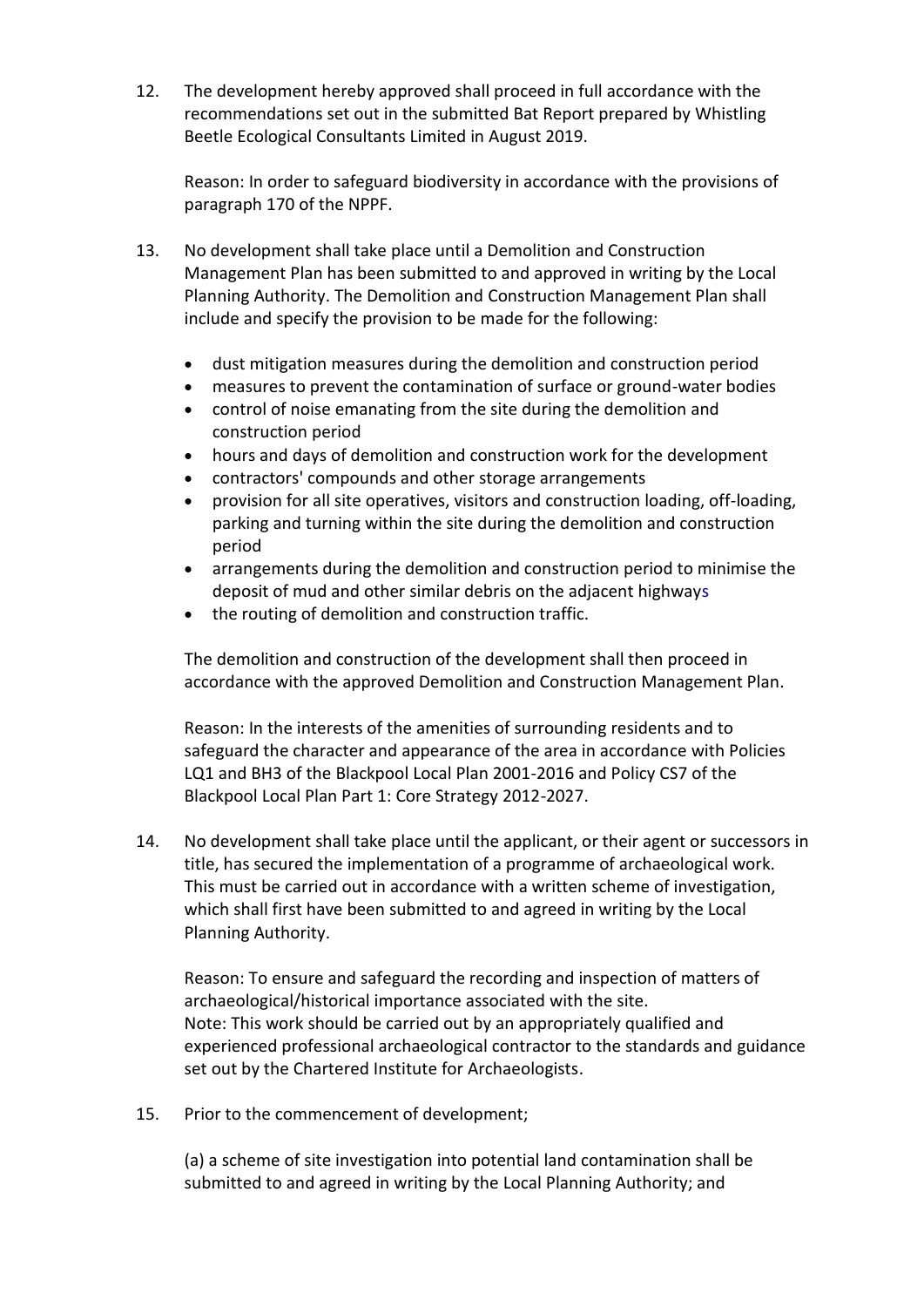12. The development hereby approved shall proceed in full accordance with the recommendations set out in the submitted Bat Report prepared by Whistling Beetle Ecological Consultants Limited in August 2019.

    Reason: In order to safeguard biodiversity in accordance with the provisions of paragraph 170 of the NPPF.

13. No development shall take place until a Demolition and Construction Management Plan has been submitted to and approved in writing by the Local Planning Authority. The Demolition and Construction Management Plan shall include and specify the provision to be made for the following:

    - dust mitigation measures during the demolition and construction period
    - measures to prevent the contamination of surface or ground-water bodies
    - control of noise emanating from the site during the demolition and construction period
    - hours and days of demolition and construction work for the development
    - contractors' compounds and other storage arrangements
    - provision for all site operatives, visitors and construction loading, off-loading, parking and turning within the site during the demolition and construction period
    - arrangements during the demolition and construction period to minimise the deposit of mud and other similar debris on the adjacent highways
    - the routing of demolition and construction traffic.

    The demolition and construction of the development shall then proceed in accordance with the approved Demolition and Construction Management Plan.

    Reason: In the interests of the amenities of surrounding residents and to safeguard the character and appearance of the area in accordance with Policies LQ1 and BH3 of the Blackpool Local Plan 2001-2016 and Policy CS7 of the Blackpool Local Plan Part 1: Core Strategy 2012-2027.

14. No development shall take place until the applicant, or their agent or successors in title, has secured the implementation of a programme of archaeological work. This must be carried out in accordance with a written scheme of investigation, which shall first have been submitted to and agreed in writing by the Local Planning Authority.

    Reason: To ensure and safeguard the recording and inspection of matters of archaeological/historical importance associated with the site.
    Note: This work should be carried out by an appropriately qualified and experienced professional archaeological contractor to the standards and guidance set out by the Chartered Institute for Archaeologists.

15. Prior to the commencement of development;

    (a) a scheme of site investigation into potential land contamination shall be submitted to and agreed in writing by the Local Planning Authority; and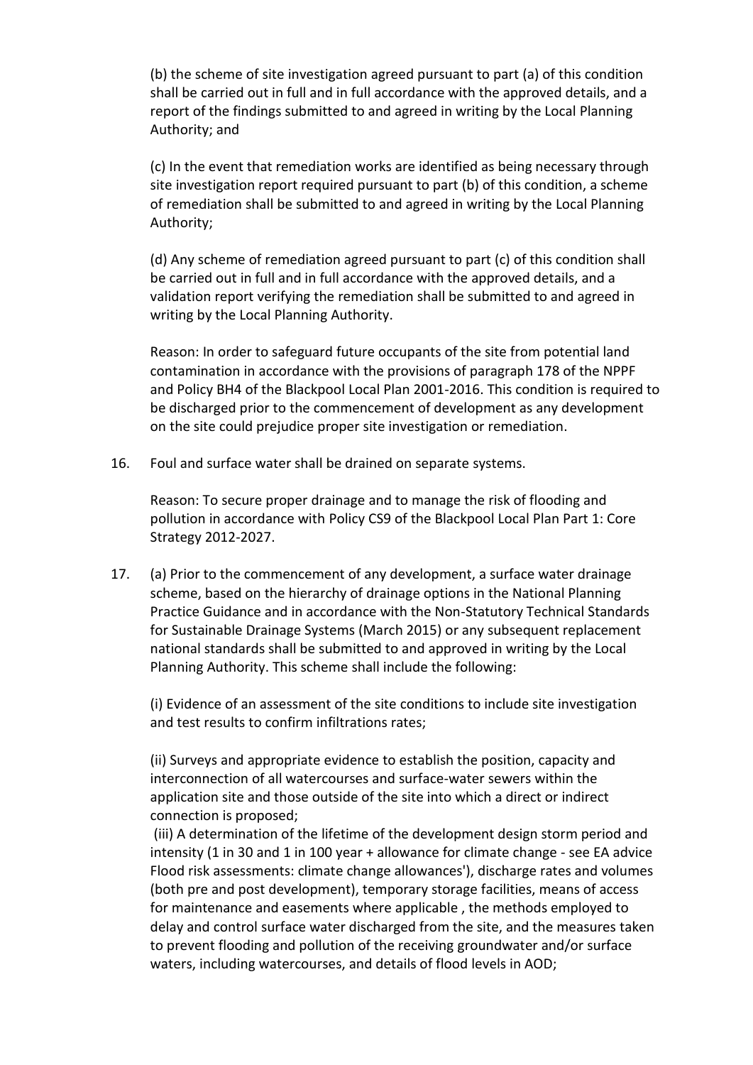(b) the scheme of site investigation agreed pursuant to part (a) of this condition shall be carried out in full and in full accordance with the approved details, and a report of the findings submitted to and agreed in writing by the Local Planning Authority; and

(c) In the event that remediation works are identified as being necessary through site investigation report required pursuant to part (b) of this condition, a scheme of remediation shall be submitted to and agreed in writing by the Local Planning Authority;

(d) Any scheme of remediation agreed pursuant to part (c) of this condition shall be carried out in full and in full accordance with the approved details, and a validation report verifying the remediation shall be submitted to and agreed in writing by the Local Planning Authority.

Reason: In order to safeguard future occupants of the site from potential land contamination in accordance with the provisions of paragraph 178 of the NPPF and Policy BH4 of the Blackpool Local Plan 2001-2016. This condition is required to be discharged prior to the commencement of development as any development on the site could prejudice proper site investigation or remediation.

16. Foul and surface water shall be drained on separate systems.

    Reason: To secure proper drainage and to manage the risk of flooding and pollution in accordance with Policy CS9 of the Blackpool Local Plan Part 1: Core Strategy 2012-2027.

17. (a) Prior to the commencement of any development, a surface water drainage scheme, based on the hierarchy of drainage options in the National Planning Practice Guidance and in accordance with the Non-Statutory Technical Standards for Sustainable Drainage Systems (March 2015) or any subsequent replacement national standards shall be submitted to and approved in writing by the Local Planning Authority. This scheme shall include the following:

    (i) Evidence of an assessment of the site conditions to include site investigation and test results to confirm infiltrations rates;

    (ii) Surveys and appropriate evidence to establish the position, capacity and interconnection of all watercourses and surface-water sewers within the application site and those outside of the site into which a direct or indirect connection is proposed;

    (iii) A determination of the lifetime of the development design storm period and intensity (1 in 30 and 1 in 100 year + allowance for climate change - see EA advice Flood risk assessments: climate change allowances'), discharge rates and volumes (both pre and post development), temporary storage facilities, means of access for maintenance and easements where applicable , the methods employed to delay and control surface water discharged from the site, and the measures taken to prevent flooding and pollution of the receiving groundwater and/or surface waters, including watercourses, and details of flood levels in AOD;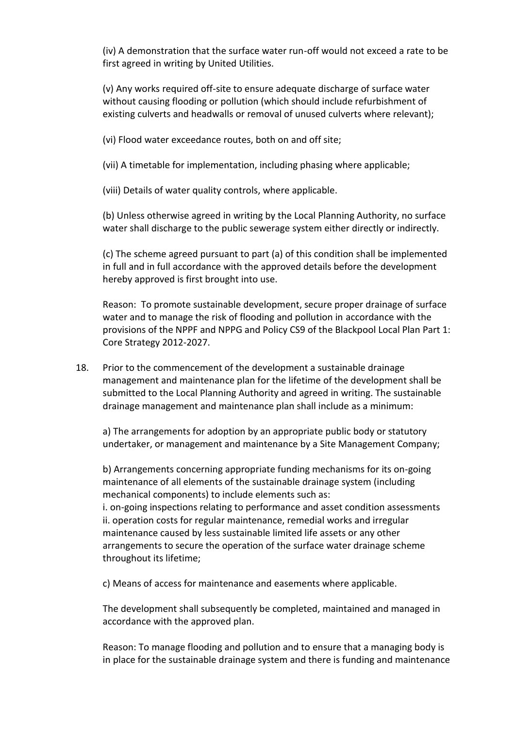(iv) A demonstration that the surface water run-off would not exceed a rate to be first agreed in writing by United Utilities.

(v) Any works required off-site to ensure adequate discharge of surface water without causing flooding or pollution (which should include refurbishment of existing culverts and headwalls or removal of unused culverts where relevant);

(vi) Flood water exceedance routes, both on and off site;

(vii) A timetable for implementation, including phasing where applicable;

(viii) Details of water quality controls, where applicable.

(b) Unless otherwise agreed in writing by the Local Planning Authority, no surface water shall discharge to the public sewerage system either directly or indirectly.

(c) The scheme agreed pursuant to part (a) of this condition shall be implemented in full and in full accordance with the approved details before the development hereby approved is first brought into use.

Reason: To promote sustainable development, secure proper drainage of surface water and to manage the risk of flooding and pollution in accordance with the provisions of the NPPF and NPPG and Policy CS9 of the Blackpool Local Plan Part 1: Core Strategy 2012-2027.

18. Prior to the commencement of the development a sustainable drainage management and maintenance plan for the lifetime of the development shall be submitted to the Local Planning Authority and agreed in writing. The sustainable drainage management and maintenance plan shall include as a minimum:

    a) The arrangements for adoption by an appropriate public body or statutory undertaker, or management and maintenance by a Site Management Company;

    b) Arrangements concerning appropriate funding mechanisms for its on-going maintenance of all elements of the sustainable drainage system (including mechanical components) to include elements such as:
    i. on-going inspections relating to performance and asset condition assessments
    ii. operation costs for regular maintenance, remedial works and irregular maintenance caused by less sustainable limited life assets or any other arrangements to secure the operation of the surface water drainage scheme throughout its lifetime;

    c) Means of access for maintenance and easements where applicable.

    The development shall subsequently be completed, maintained and managed in accordance with the approved plan.

    Reason: To manage flooding and pollution and to ensure that a managing body is in place for the sustainable drainage system and there is funding and maintenance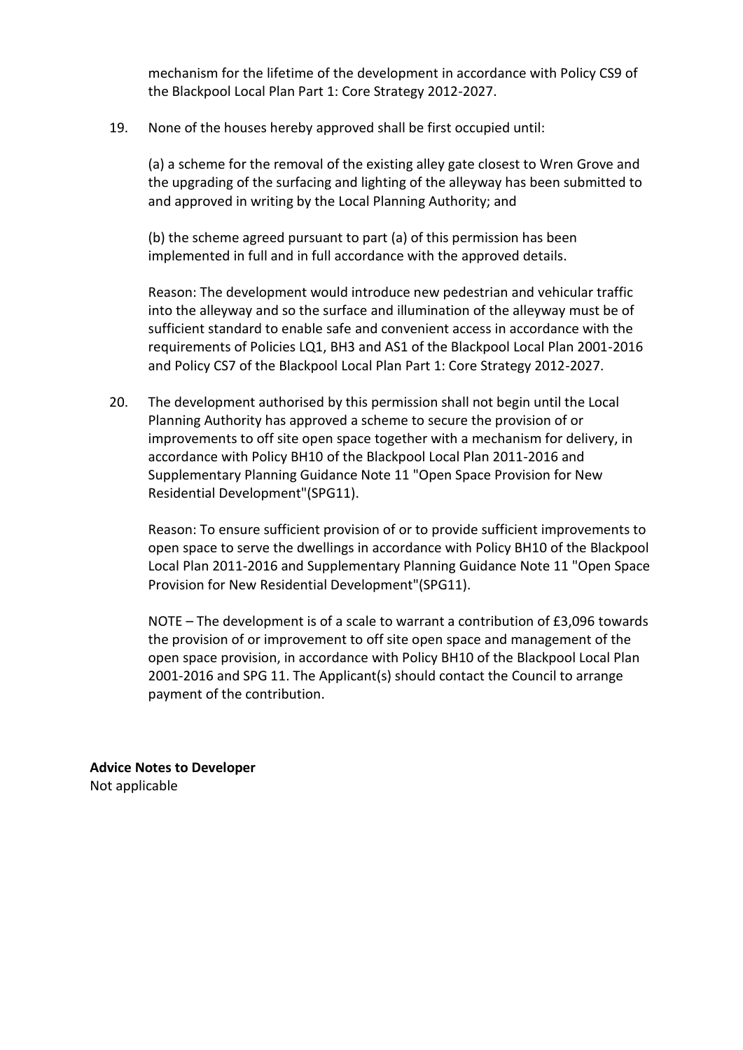mechanism for the lifetime of the development in accordance with Policy CS9 of the Blackpool Local Plan Part 1: Core Strategy 2012-2027.

19. None of the houses hereby approved shall be first occupied until:

    (a) a scheme for the removal of the existing alley gate closest to Wren Grove and the upgrading of the surfacing and lighting of the alleyway has been submitted to and approved in writing by the Local Planning Authority; and

    (b) the scheme agreed pursuant to part (a) of this permission has been implemented in full and in full accordance with the approved details.

    Reason: The development would introduce new pedestrian and vehicular traffic into the alleyway and so the surface and illumination of the alleyway must be of sufficient standard to enable safe and convenient access in accordance with the requirements of Policies LQ1, BH3 and AS1 of the Blackpool Local Plan 2001-2016 and Policy CS7 of the Blackpool Local Plan Part 1: Core Strategy 2012-2027.

20. The development authorised by this permission shall not begin until the Local Planning Authority has approved a scheme to secure the provision of or improvements to off site open space together with a mechanism for delivery, in accordance with Policy BH10 of the Blackpool Local Plan 2011-2016 and Supplementary Planning Guidance Note 11 "Open Space Provision for New Residential Development"(SPG11).

    Reason: To ensure sufficient provision of or to provide sufficient improvements to open space to serve the dwellings in accordance with Policy BH10 of the Blackpool Local Plan 2011-2016 and Supplementary Planning Guidance Note 11 "Open Space Provision for New Residential Development"(SPG11).

    NOTE – The development is of a scale to warrant a contribution of £3,096 towards the provision of or improvement to off site open space and management of the open space provision, in accordance with Policy BH10 of the Blackpool Local Plan 2001-2016 and SPG 11. The Applicant(s) should contact the Council to arrange payment of the contribution.

**Advice Notes to Developer**
Not applicable